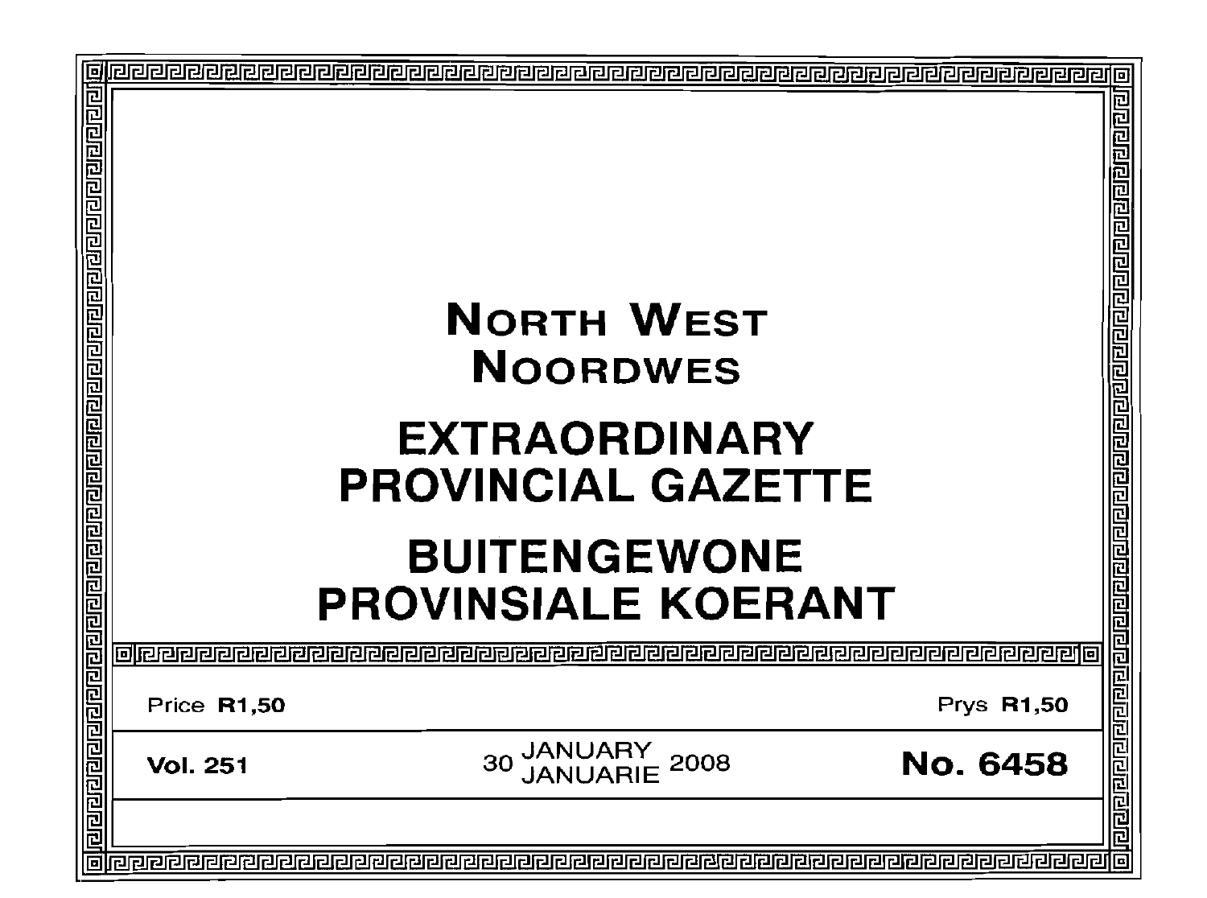# NORTH WEST
# NOORDWES

# EXTRAORDINARY PROVINCIAL GAZETTE

# BUITENGEWONE PROVINSIALE KOERANT

| Price **R1,50** | | Prys **R1,50** |
|---|---|---|
| **Vol. 251** | 30 JANUARY JANUARIE 2008 | **No. 6458** |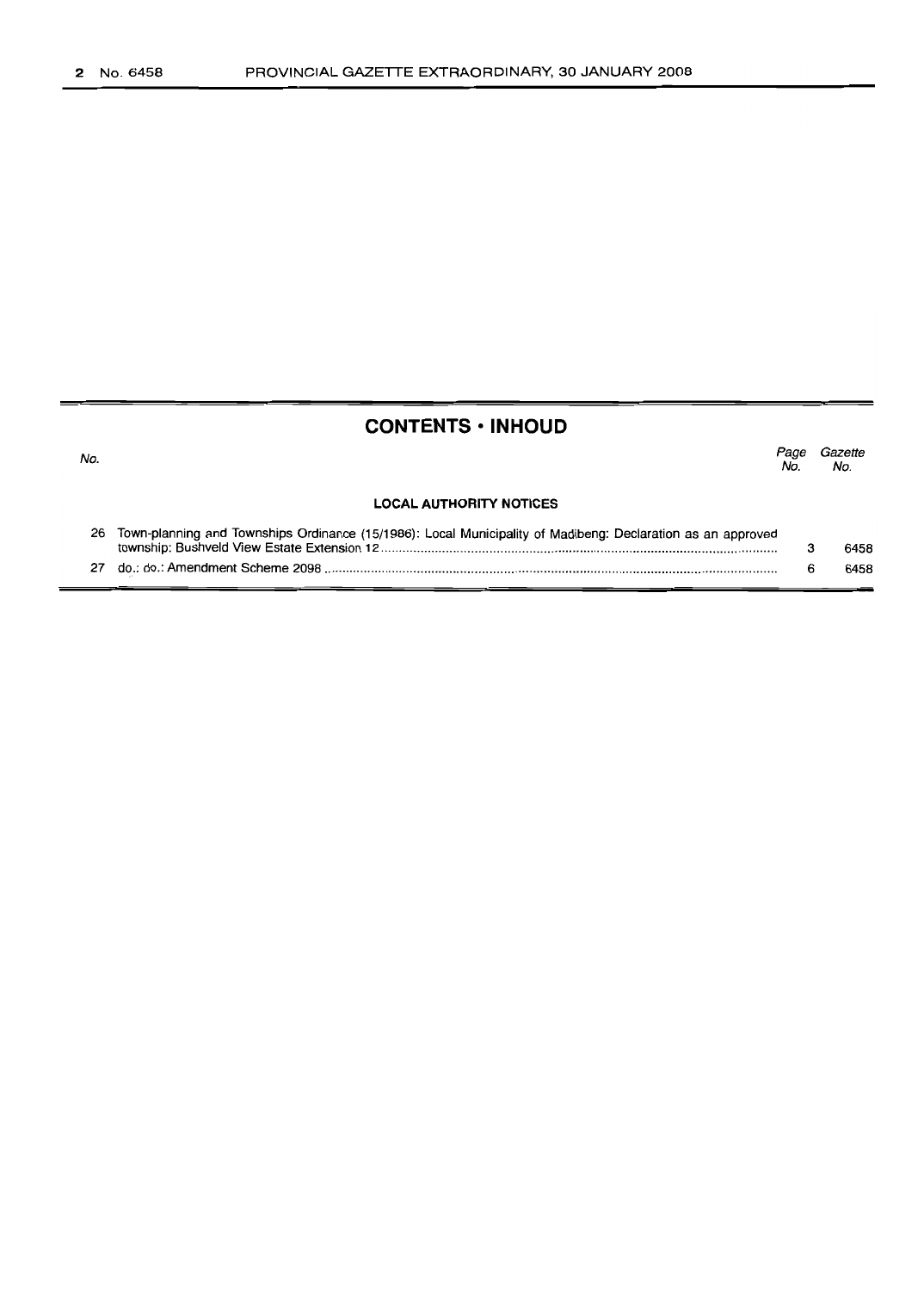## CONTENTS • INHOUD

| No. | | Page No. | Gazette No. |
|---|---|---|---|
| | **LOCAL AUTHORITY NOTICES** | | |
| 26 | Town-planning and Townships Ordinance (15/1986): Local Municipality of Madibeng: Declaration as an approved township: Bushveld View Estate Extension 12 | 3 | 6458 |
| 27 | do.: do.: Amendment Scheme 2098 | 6 | 6458 |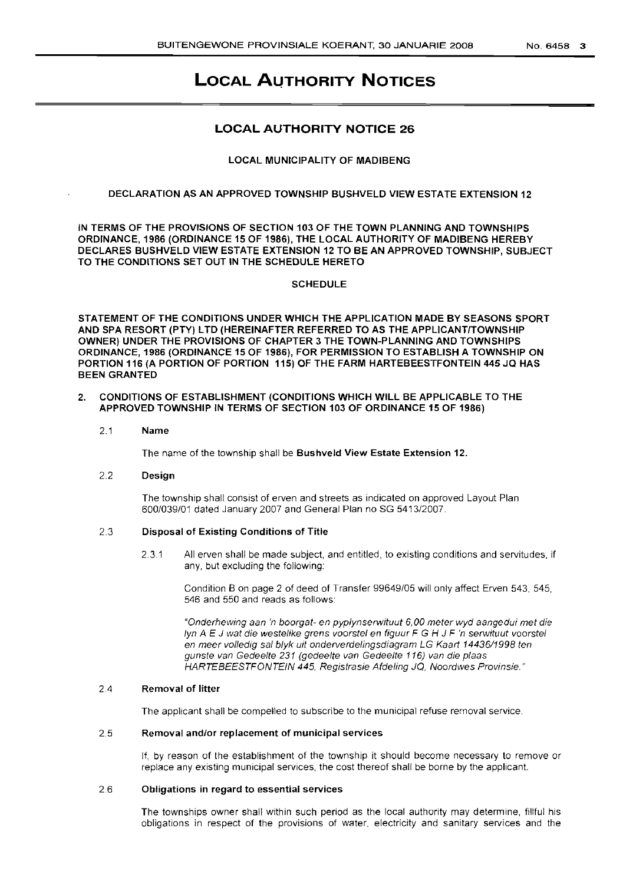# LOCAL AUTHORITY NOTICES

## LOCAL AUTHORITY NOTICE 26

LOCAL MUNICIPALITY OF MADIBENG

DECLARATION AS AN APPROVED TOWNSHIP BUSHVELD VIEW ESTATE EXTENSION 12

**IN TERMS OF THE PROVISIONS OF SECTION 103 OF THE TOWN PLANNING AND TOWNSHIPS ORDINANCE, 1986 (ORDINANCE 15 OF 1986), THE LOCAL AUTHORITY OF MADIBENG HEREBY DECLARES BUSHVELD VIEW ESTATE EXTENSION 12 TO BE AN APPROVED TOWNSHIP, SUBJECT TO THE CONDITIONS SET OUT IN THE SCHEDULE HERETO**

SCHEDULE

**STATEMENT OF THE CONDITIONS UNDER WHICH THE APPLICATION MADE BY SEASONS SPORT AND SPA RESORT (PTY) LTD (HEREINAFTER REFERRED TO AS THE APPLICANT/TOWNSHIP OWNER) UNDER THE PROVISIONS OF CHAPTER 3 THE TOWN-PLANNING AND TOWNSHIPS ORDINANCE, 1986 (ORDINANCE 15 OF 1986), FOR PERMISSION TO ESTABLISH A TOWNSHIP ON PORTION 116 (A PORTION OF PORTION 115) OF THE FARM HARTEBEESTFONTEIN 445 JQ HAS BEEN GRANTED**

**2. CONDITIONS OF ESTABLISHMENT (CONDITIONS WHICH WILL BE APPLICABLE TO THE APPROVED TOWNSHIP IN TERMS OF SECTION 103 OF ORDINANCE 15 OF 1986)**

**2.1 Name**

The name of the township shall be **Bushveld View Estate Extension 12.**

**2.2 Design**

The township shall consist of erven and streets as indicated on approved Layout Plan 600/039/01 dated January 2007 and General Plan no SG 5413/2007.

**2.3 Disposal of Existing Conditions of Title**

2.3.1 All erven shall be made subject, and entitled, to existing conditions and servitudes, if any, but excluding the following:

Condition B on page 2 of deed of Transfer 99649/05 will only affect Erven 543, 545, 546 and 550 and reads as follows:

*"Onderhewing aan 'n boorgat- en pyplynserwituut 6,00 meter wyd aangedui met die lyn A E J wat die westelike grens voorstel en figuur F G H J F 'n serwituut voorstel en meer volledig sal blyk uit onderverdelingsdiagram LG Kaart 14436/1998 ten gunste van Gedeelte 231 (gedeelte van Gedeelte 116) van die plaas HARTEBEESTFONTEIN 445, Registrasie Afdeling JQ, Noordwes Provinsie."*

**2.4 Removal of litter**

The applicant shall be compelled to subscribe to the municipal refuse removal service.

**2.5 Removal and/or replacement of municipal services**

If, by reason of the establishment of the township it should become necessary to remove or replace any existing municipal services, the cost thereof shall be borne by the applicant.

**2.6 Obligations in regard to essential services**

The townships owner shall within such period as the local authority may determine, fillful his obligations in respect of the provisions of water, electricity and sanitary services and the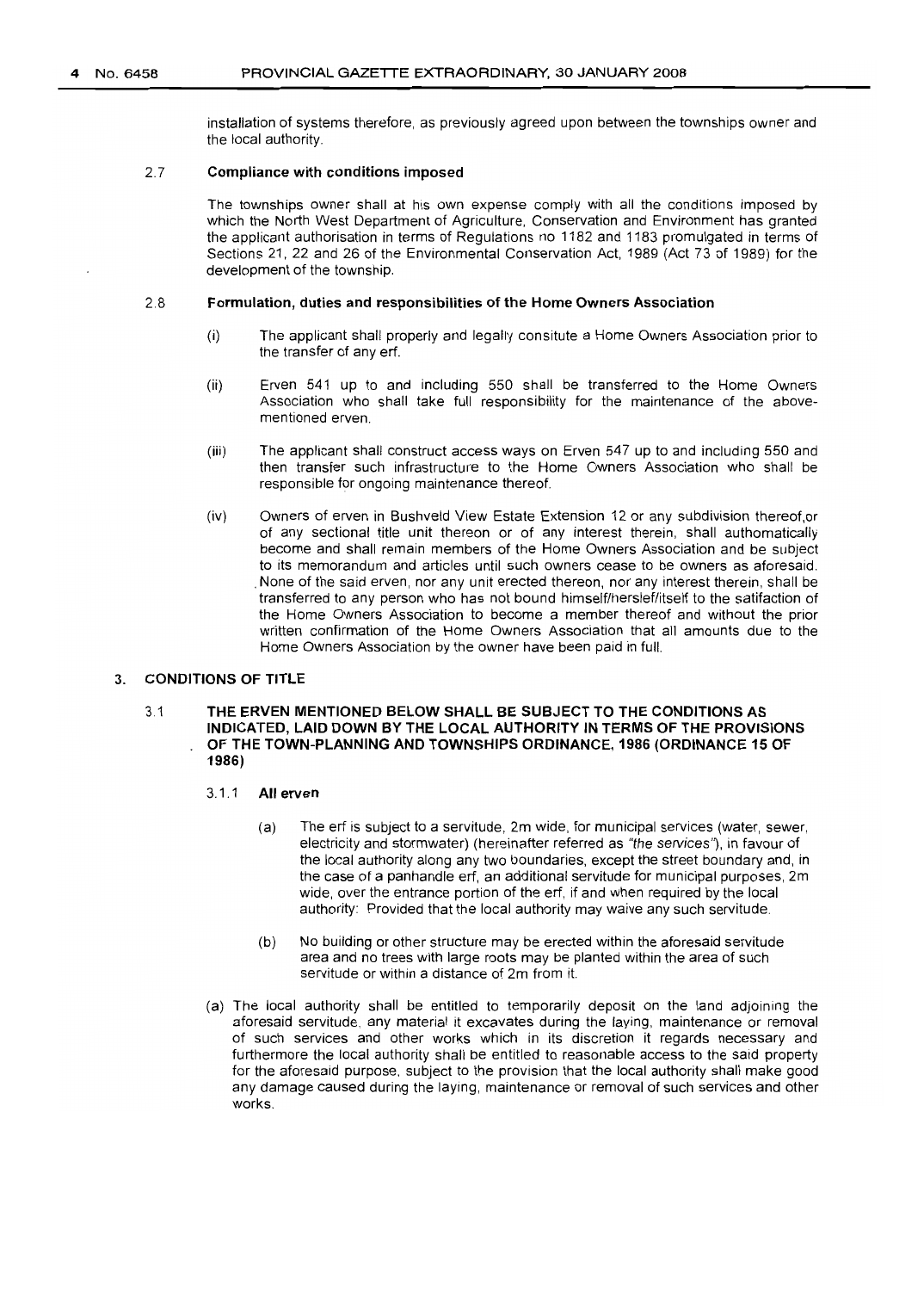installation of systems therefore, as previously agreed upon between the townships owner and the local authority.

2.7 **Compliance with conditions imposed**

The townships owner shall at his own expense comply with all the conditions imposed by which the North West Department of Agriculture, Conservation and Environment has granted the applicant authorisation in terms of Regulations no 1182 and 1183 promulgated in terms of Sections 21, 22 and 26 of the Environmental Conservation Act, 1989 (Act 73 of 1989) for the development of the township.

2.8 **Formulation, duties and responsibilities of the Home Owners Association**

(i) The applicant shall properly and legally consitute a Home Owners Association prior to the transfer of any erf.

(ii) Erven 541 up to and including 550 shall be transferred to the Home Owners Association who shall take full responsibility for the maintenance of the above-mentioned erven.

(iii) The applicant shall construct access ways on Erven 547 up to and including 550 and then transfer such infrastructure to the Home Owners Association who shall be responsible for ongoing maintenance thereof.

(iv) Owners of erven in Bushveld View Estate Extension 12 or any subdivision thereof,or of any sectional title unit thereon or of any interest therein, shall authomatically become and shall remain members of the Home Owners Association and be subject to its memorandum and articles until such owners cease to be owners as aforesaid. None of the said erven, nor any unit erected thereon, nor any interest therein, shall be transferred to any person who has not bound himself/hersle f/itself to the satifaction of the Home Owners Association to become a member thereof and without the prior written confirmation of the Home Owners Association that all amounts due to the Home Owners Association by the owner have been paid in full.

## 3. CONDITIONS OF TITLE

3.1 **THE ERVEN MENTIONED BELOW SHALL BE SUBJECT TO THE CONDITIONS AS INDICATED, LAID DOWN BY THE LOCAL AUTHORITY IN TERMS OF THE PROVISIONS OF THE TOWN-PLANNING AND TOWNSHIPS ORDINANCE, 1986 (ORDINANCE 15 OF 1986)**

3.1.1 **All erven**

(a) The erf is subject to a servitude, 2m wide, for municipal services (water, sewer, electricity and stormwater) (hereinafter referred as *"the services"*), in favour of the local authority along any two boundaries, except the street boundary and, in the case of a panhandle erf, an additional servitude for municipal purposes, 2m wide, over the entrance portion of the erf, if and when required by the local authority: Provided that the local authority may waive any such servitude.

(b) No building or other structure may be erected within the aforesaid servitude area and no trees with large roots may be planted within the area of such servitude or within a distance of 2m from it.

(a) The local authority shall be entitled to temporarily deposit on the land adjoining the aforesaid servitude, any material it excavates during the laying, maintenance or removal of such services and other works which in its discretion it regards necessary and furthermore the local authority shall be entitled to reasonable access to the said property for the aforesaid purpose, subject to the provision that the local authority shall make good any damage caused during the laying, maintenance or removal of such services and other works.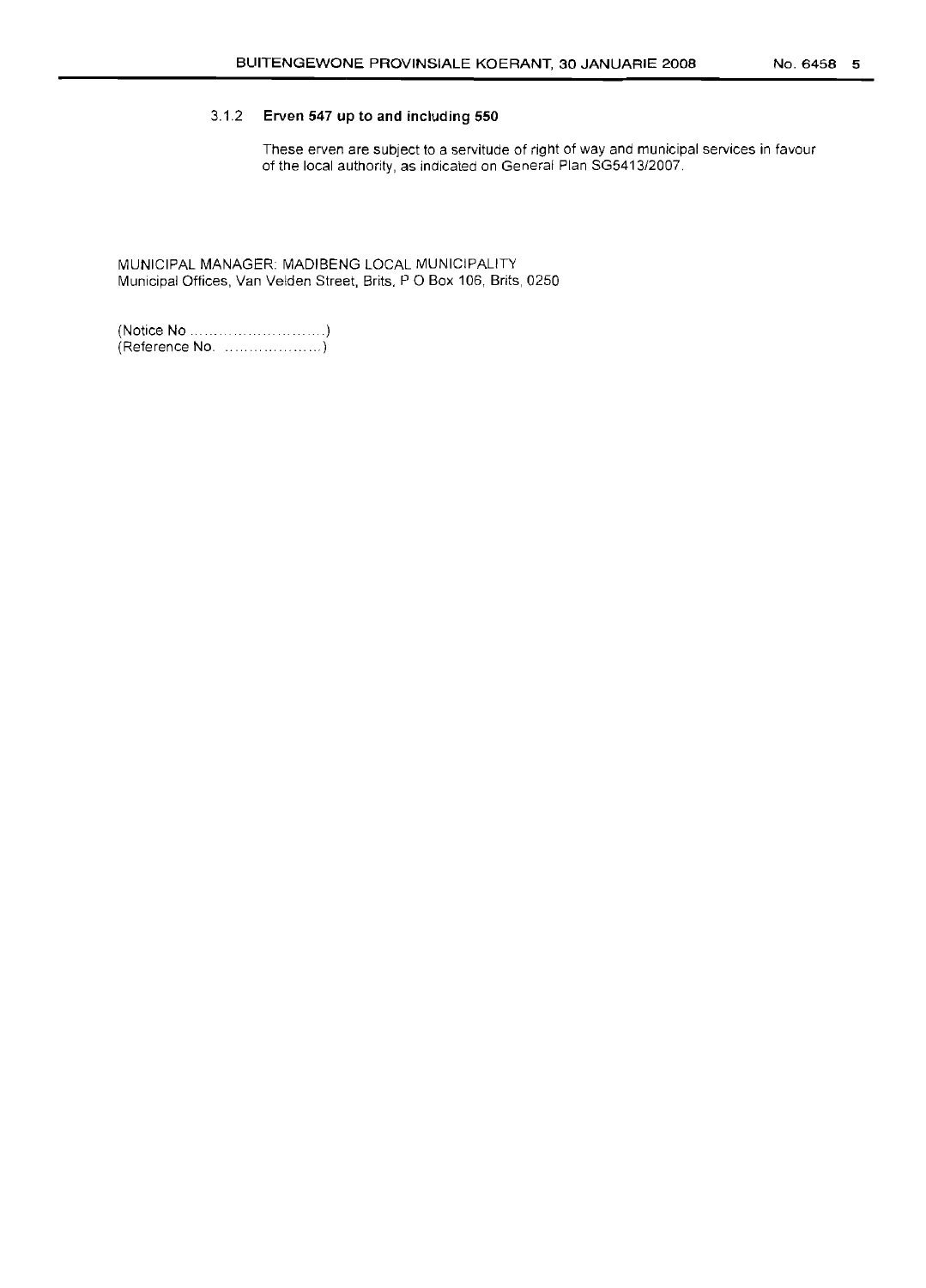### 3.1.2 Erven 547 up to and including 550

These erven are subject to a servitude of right of way and municipal services in favour of the local authority, as indicated on General Plan SG5413/2007.

MUNICIPAL MANAGER: MADIBENG LOCAL MUNICIPALITY
Municipal Offices, Van Velden Street, Brits, P O Box 106, Brits, 0250

(Notice No ............................)
(Reference No. ....................)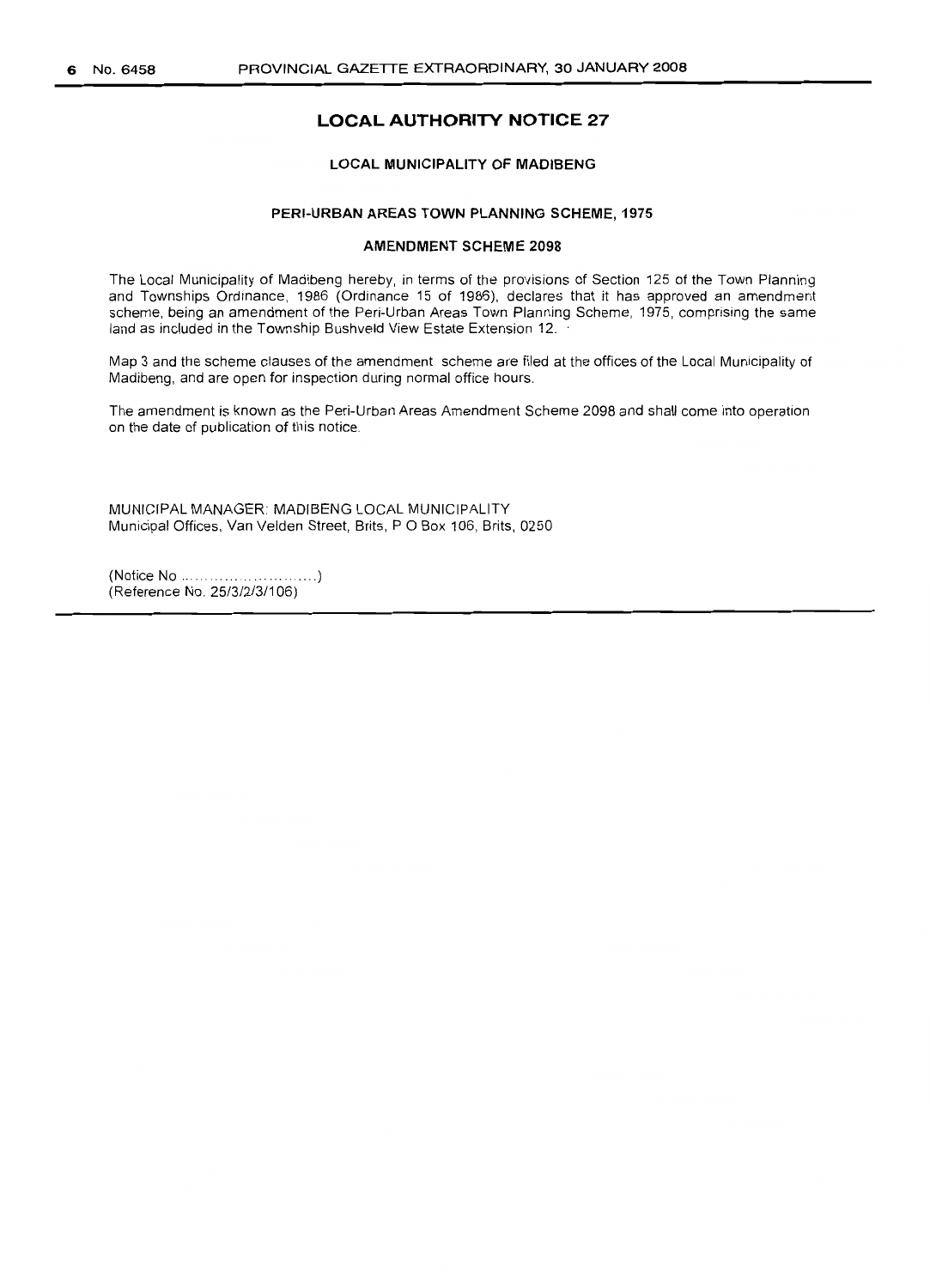## LOCAL AUTHORITY NOTICE 27

### LOCAL MUNICIPALITY OF MADIBENG

### PERI-URBAN AREAS TOWN PLANNING SCHEME, 1975

### AMENDMENT SCHEME 2098

The Local Municipality of Madibeng hereby, in terms of the provisions of Section 125 of the Town Planning and Townships Ordinance, 1986 (Ordinance 15 of 1986), declares that it has approved an amendment scheme, being an amendment of the Peri-Urban Areas Town Planning Scheme, 1975, comprising the same land as included in the Township Bushveld View Estate Extension 12.

Map 3 and the scheme clauses of the amendment scheme are filed at the offices of the Local Municipality of Madibeng, and are open for inspection during normal office hours.

The amendment is known as the Peri-Urban Areas Amendment Scheme 2098 and shall come into operation on the date of publication of this notice.

MUNICIPAL MANAGER: MADIBENG LOCAL MUNICIPALITY
Municipal Offices, Van Velden Street, Brits, P O Box 106, Brits, 0250

(Notice No ..............................)
(Reference No. 25/3/2/3/106)